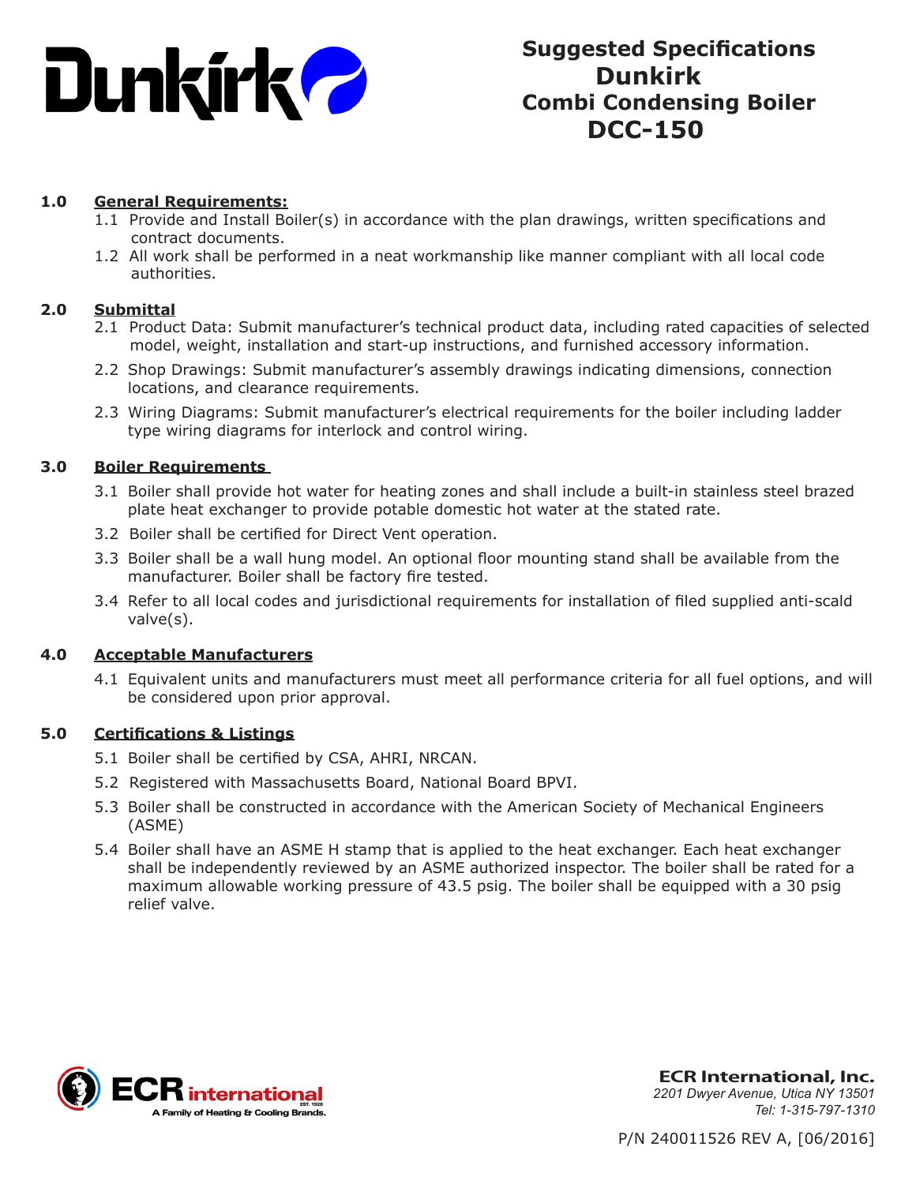# Suggested Specifications Dunkirk Combi Condensing Boiler DCC-150

## 1.0 General Requirements:

1.1 Provide and Install Boiler(s) in accordance with the plan drawings, written specifications and contract documents.

1.2 All work shall be performed in a neat workmanship like manner compliant with all local code authorities.

## 2.0 Submittal

2.1 Product Data: Submit manufacturer's technical product data, including rated capacities of selected model, weight, installation and start-up instructions, and furnished accessory information.

2.2 Shop Drawings: Submit manufacturer's assembly drawings indicating dimensions, connection locations, and clearance requirements.

2.3 Wiring Diagrams: Submit manufacturer's electrical requirements for the boiler including ladder type wiring diagrams for interlock and control wiring.

## 3.0 Boiler Requirements

3.1 Boiler shall provide hot water for heating zones and shall include a built-in stainless steel brazed plate heat exchanger to provide potable domestic hot water at the stated rate.

3.2 Boiler shall be certified for Direct Vent operation.

3.3 Boiler shall be a wall hung model. An optional floor mounting stand shall be available from the manufacturer. Boiler shall be factory fire tested.

3.4 Refer to all local codes and jurisdictional requirements for installation of filed supplied anti-scald valve(s).

## 4.0 Acceptable Manufacturers

4.1 Equivalent units and manufacturers must meet all performance criteria for all fuel options, and will be considered upon prior approval.

## 5.0 Certifications & Listings

5.1 Boiler shall be certified by CSA, AHRI, NRCAN.

5.2 Registered with Massachusetts Board, National Board BPVI.

5.3 Boiler shall be constructed in accordance with the American Society of Mechanical Engineers (ASME)

5.4 Boiler shall have an ASME H stamp that is applied to the heat exchanger. Each heat exchanger shall be independently reviewed by an ASME authorized inspector. The boiler shall be rated for a maximum allowable working pressure of 43.5 psig. The boiler shall be equipped with a 30 psig relief valve.

**ECR International, Inc.**
*2201 Dwyer Avenue, Utica NY 13501*
*Tel: 1-315-797-1310*

P/N 240011526 REV A, [06/2016]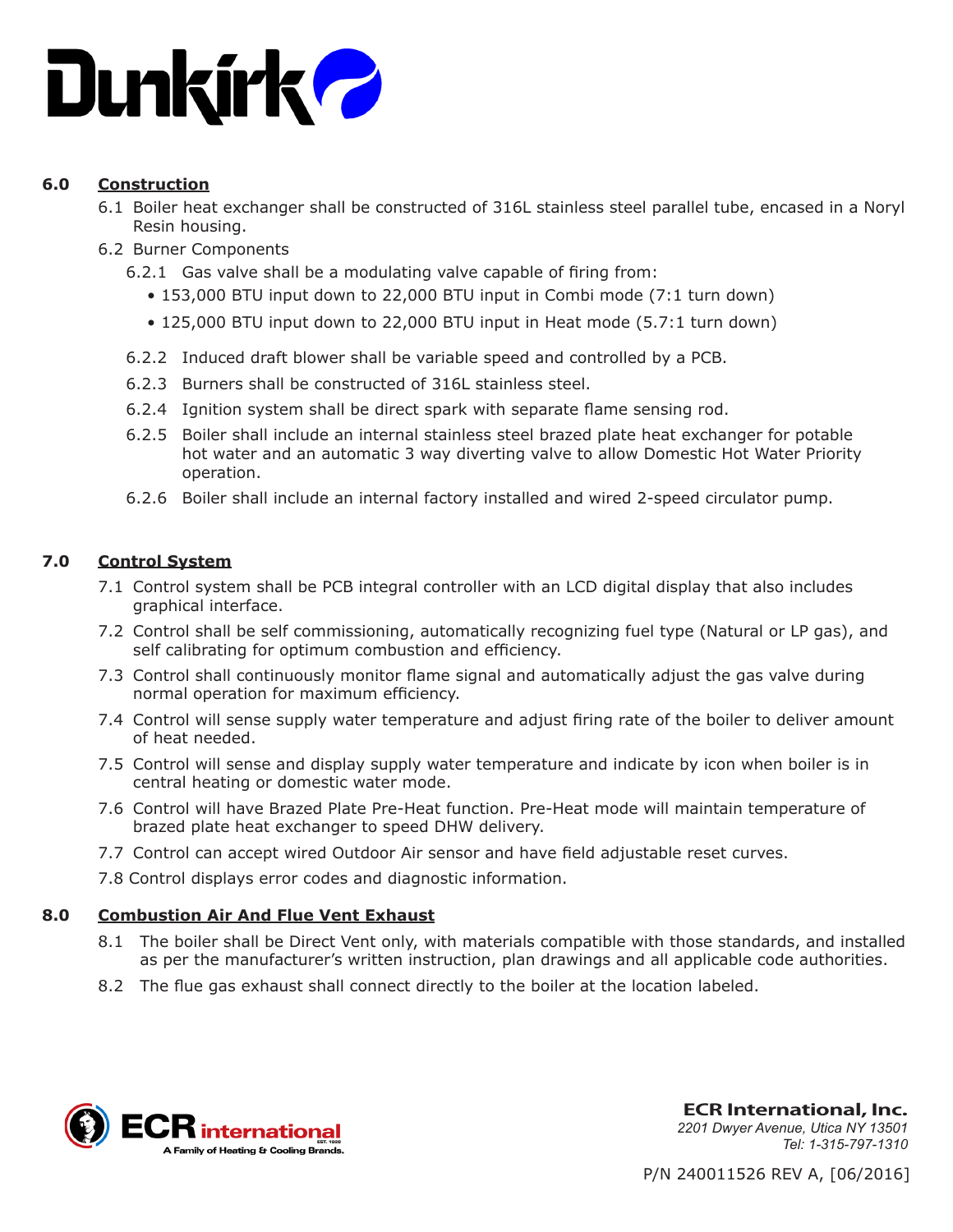## 6.0 Construction

6.1 Boiler heat exchanger shall be constructed of 316L stainless steel parallel tube, encased in a Noryl Resin housing.

6.2 Burner Components

6.2.1 Gas valve shall be a modulating valve capable of firing from:

- 153,000 BTU input down to 22,000 BTU input in Combi mode (7:1 turn down)
- 125,000 BTU input down to 22,000 BTU input in Heat mode (5.7:1 turn down)

6.2.2 Induced draft blower shall be variable speed and controlled by a PCB.

6.2.3 Burners shall be constructed of 316L stainless steel.

6.2.4 Ignition system shall be direct spark with separate flame sensing rod.

6.2.5 Boiler shall include an internal stainless steel brazed plate heat exchanger for potable hot water and an automatic 3 way diverting valve to allow Domestic Hot Water Priority operation.

6.2.6 Boiler shall include an internal factory installed and wired 2-speed circulator pump.

## 7.0 Control System

7.1 Control system shall be PCB integral controller with an LCD digital display that also includes graphical interface.

7.2 Control shall be self commissioning, automatically recognizing fuel type (Natural or LP gas), and self calibrating for optimum combustion and efficiency.

7.3 Control shall continuously monitor flame signal and automatically adjust the gas valve during normal operation for maximum efficiency.

7.4 Control will sense supply water temperature and adjust firing rate of the boiler to deliver amount of heat needed.

7.5 Control will sense and display supply water temperature and indicate by icon when boiler is in central heating or domestic water mode.

7.6 Control will have Brazed Plate Pre-Heat function. Pre-Heat mode will maintain temperature of brazed plate heat exchanger to speed DHW delivery.

7.7 Control can accept wired Outdoor Air sensor and have field adjustable reset curves.

7.8 Control displays error codes and diagnostic information.

## 8.0 Combustion Air And Flue Vent Exhaust

8.1 The boiler shall be Direct Vent only, with materials compatible with those standards, and installed as per the manufacturer's written instruction, plan drawings and all applicable code authorities.

8.2 The flue gas exhaust shall connect directly to the boiler at the location labeled.

**ECR International, Inc.**
*2201 Dwyer Avenue, Utica NY 13501*
*Tel: 1-315-797-1310*

P/N 240011526 REV A, [06/2016]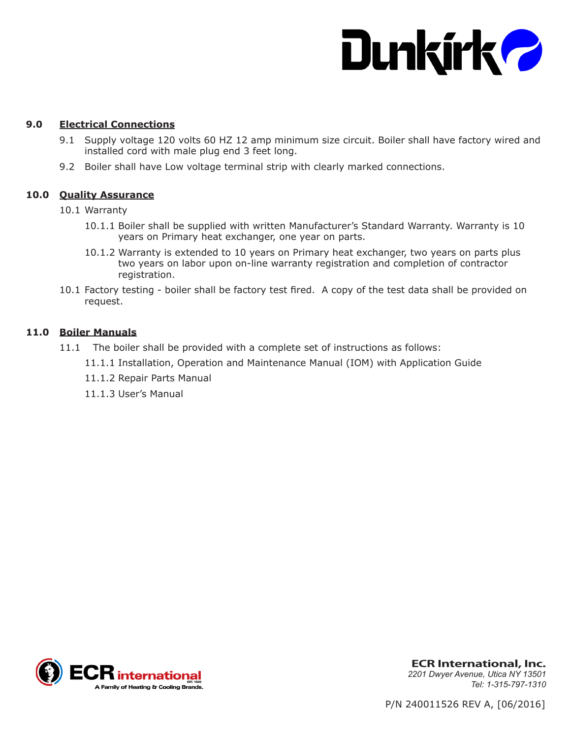## 9.0 Electrical Connections

9.1 Supply voltage 120 volts 60 HZ 12 amp minimum size circuit. Boiler shall have factory wired and installed cord with male plug end 3 feet long.

9.2 Boiler shall have Low voltage terminal strip with clearly marked connections.

## 10.0 Quality Assurance

10.1 Warranty

10.1.1 Boiler shall be supplied with written Manufacturer's Standard Warranty. Warranty is 10 years on Primary heat exchanger, one year on parts.

10.1.2 Warranty is extended to 10 years on Primary heat exchanger, two years on parts plus two years on labor upon on-line warranty registration and completion of contractor registration.

10.1 Factory testing - boiler shall be factory test fired. A copy of the test data shall be provided on request.

## 11.0 Boiler Manuals

11.1 The boiler shall be provided with a complete set of instructions as follows:

11.1.1 Installation, Operation and Maintenance Manual (IOM) with Application Guide

11.1.2 Repair Parts Manual

11.1.3 User's Manual

**ECR International, Inc.**
*2201 Dwyer Avenue, Utica NY 13501*
*Tel: 1-315-797-1310*

P/N 240011526 REV A, [06/2016]